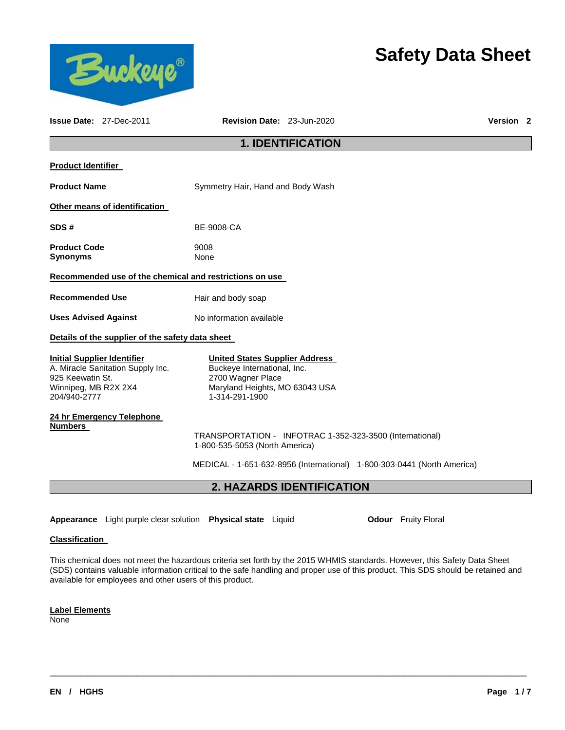# Safety Data Sheet

**Issue Date:** 27-Dec-2011 **Revision Date:** 23-Jun-2020 **Version 2**

## 1. IDENTIFICATION

**Product Identifier**

**Product Name** Symmetry Hair, Hand and Body Wash

**Other means of identification**

**SDS #** BE-9008-CA

**Product Code** 9008
**Synonyms** None

**Recommended use of the chemical and restrictions on use**

**Recommended Use** Hair and body soap

**Uses Advised Against** No information available

**Details of the supplier of the safety data sheet**

**Initial Supplier Identifier**
A. Miracle Sanitation Supply Inc.
925 Keewatin St.
Winnipeg, MB R2X 2X4
204/940-2777

**United States Supplier Address**
Buckeye International, Inc.
2700 Wagner Place
Maryland Heights, MO 63043 USA
1-314-291-1900

**24 hr Emergency Telephone Numbers**

TRANSPORTATION - INFOTRAC 1-352-323-3500 (International) 1-800-535-5053 (North America)

MEDICAL - 1-651-632-8956 (International) 1-800-303-0441 (North America)

## 2. HAZARDS IDENTIFICATION

**Appearance** Light purple clear solution **Physical state** Liquid **Odour** Fruity Floral

**Classification**

This chemical does not meet the hazardous criteria set forth by the 2015 WHMIS standards. However, this Safety Data Sheet (SDS) contains valuable information critical to the safe handling and proper use of this product. This SDS should be retained and available for employees and other users of this product.

**Label Elements**
None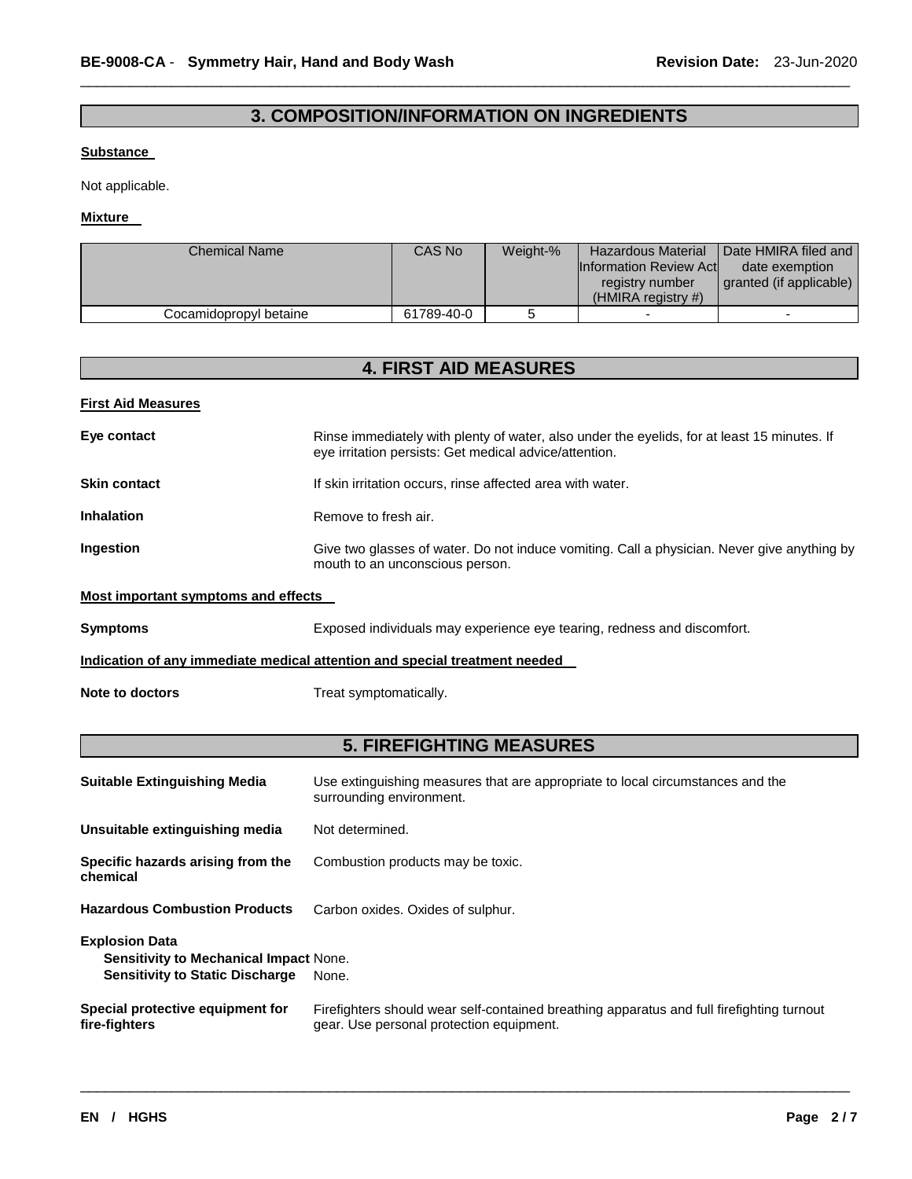## 3. COMPOSITION/INFORMATION ON INGREDIENTS

**Substance**

Not applicable.

**Mixture**

| Chemical Name | CAS No | Weight-% | Hazardous Material Information Review Act registry number (HMIRA registry #) | Date HMIRA filed and date exemption granted (if applicable) |
|---|---|---|---|---|
| Cocamidopropyl betaine | 61789-40-0 | 5 | - | - |

## 4. FIRST AID MEASURES

**First Aid Measures**

**Eye contact**: Rinse immediately with plenty of water, also under the eyelids, for at least 15 minutes. If eye irritation persists: Get medical advice/attention.

**Skin contact**: If skin irritation occurs, rinse affected area with water.

**Inhalation**: Remove to fresh air.

**Ingestion**: Give two glasses of water. Do not induce vomiting. Call a physician. Never give anything by mouth to an unconscious person.

**Most important symptoms and effects**

**Symptoms**: Exposed individuals may experience eye tearing, redness and discomfort.

**Indication of any immediate medical attention and special treatment needed**

**Note to doctors**: Treat symptomatically.

## 5. FIREFIGHTING MEASURES

**Suitable Extinguishing Media**: Use extinguishing measures that are appropriate to local circumstances and the surrounding environment.

**Unsuitable extinguishing media**: Not determined.

**Specific hazards arising from the chemical**: Combustion products may be toxic.

**Hazardous Combustion Products**: Carbon oxides. Oxides of sulphur.

**Explosion Data**
- **Sensitivity to Mechanical Impact**: None.
- **Sensitivity to Static Discharge**: None.

**Special protective equipment for fire-fighters**: Firefighters should wear self-contained breathing apparatus and full firefighting turnout gear. Use personal protection equipment.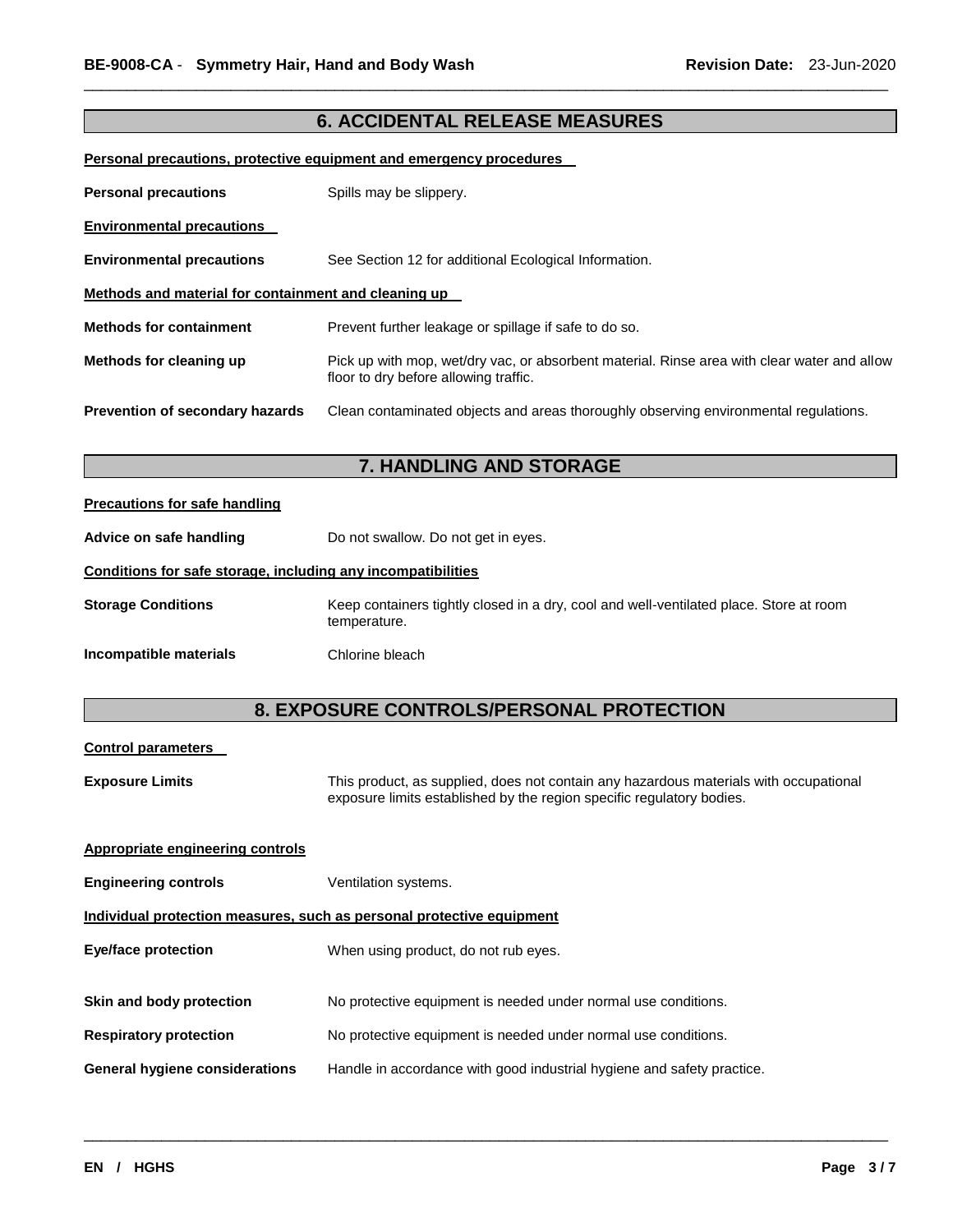## 6. ACCIDENTAL RELEASE MEASURES

**Personal precautions, protective equipment and emergency procedures**

**Personal precautions** Spills may be slippery.

**Environmental precautions**

**Environmental precautions** See Section 12 for additional Ecological Information.

**Methods and material for containment and cleaning up**

**Methods for containment** Prevent further leakage or spillage if safe to do so.

**Methods for cleaning up** Pick up with mop, wet/dry vac, or absorbent material. Rinse area with clear water and allow floor to dry before allowing traffic.

**Prevention of secondary hazards** Clean contaminated objects and areas thoroughly observing environmental regulations.

## 7. HANDLING AND STORAGE

**Precautions for safe handling**

**Advice on safe handling** Do not swallow. Do not get in eyes.

**Conditions for safe storage, including any incompatibilities**

**Storage Conditions** Keep containers tightly closed in a dry, cool and well-ventilated place. Store at room temperature.

**Incompatible materials** Chlorine bleach

## 8. EXPOSURE CONTROLS/PERSONAL PROTECTION

**Control parameters**

**Exposure Limits** This product, as supplied, does not contain any hazardous materials with occupational exposure limits established by the region specific regulatory bodies.

**Appropriate engineering controls**

**Engineering controls** Ventilation systems.

**Individual protection measures, such as personal protective equipment**

**Eye/face protection** When using product, do not rub eyes.

**Skin and body protection** No protective equipment is needed under normal use conditions.

**Respiratory protection** No protective equipment is needed under normal use conditions.

**General hygiene considerations** Handle in accordance with good industrial hygiene and safety practice.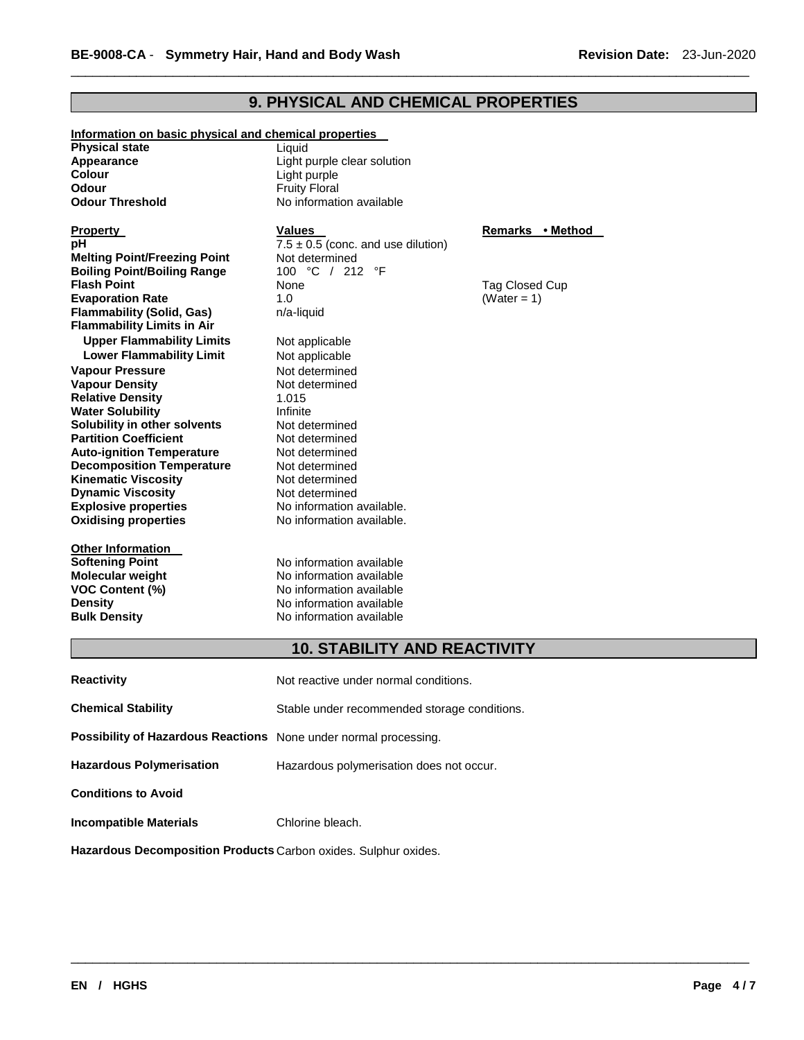## 9. PHYSICAL AND CHEMICAL PROPERTIES

**Information on basic physical and chemical properties**

| | |
|---|---|
| **Physical state** | Liquid |
| **Appearance** | Light purple clear solution |
| **Colour** | Light purple |
| **Odour** | Fruity Floral |
| **Odour Threshold** | No information available |

| **Property** | **Values** | **Remarks • Method** |
|---|---|---|
| **pH** | 7.5 ± 0.5 (conc. and use dilution) | |
| **Melting Point/Freezing Point** | Not determined | |
| **Boiling Point/Boiling Range** | 100 °C / 212 °F | |
| **Flash Point** | None | Tag Closed Cup |
| **Evaporation Rate** | 1.0 | (Water = 1) |
| **Flammability (Solid, Gas)** | n/a-liquid | |
| **Flammability Limits in Air** | | |
| **Upper Flammability Limits** | Not applicable | |
| **Lower Flammability Limit** | Not applicable | |
| **Vapour Pressure** | Not determined | |
| **Vapour Density** | Not determined | |
| **Relative Density** | 1.015 | |
| **Water Solubility** | Infinite | |
| **Solubility in other solvents** | Not determined | |
| **Partition Coefficient** | Not determined | |
| **Auto-ignition Temperature** | Not determined | |
| **Decomposition Temperature** | Not determined | |
| **Kinematic Viscosity** | Not determined | |
| **Dynamic Viscosity** | Not determined | |
| **Explosive properties** | No information available. | |
| **Oxidising properties** | No information available. | |

**Other Information**

| | |
|---|---|
| **Softening Point** | No information available |
| **Molecular weight** | No information available |
| **VOC Content (%)** | No information available |
| **Density** | No information available |
| **Bulk Density** | No information available |

## 10. STABILITY AND REACTIVITY

| | |
|---|---|
| **Reactivity** | Not reactive under normal conditions. |
| **Chemical Stability** | Stable under recommended storage conditions. |
| **Possibility of Hazardous Reactions** | None under normal processing. |
| **Hazardous Polymerisation** | Hazardous polymerisation does not occur. |
| **Conditions to Avoid** | |
| **Incompatible Materials** | Chlorine bleach. |
| **Hazardous Decomposition Products** | Carbon oxides. Sulphur oxides. |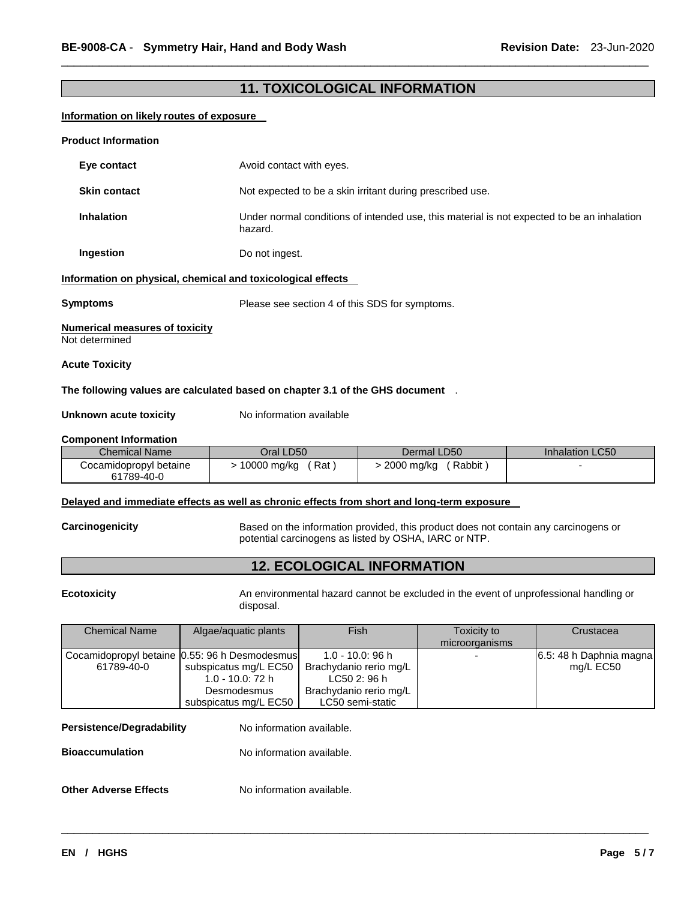## 11. TOXICOLOGICAL INFORMATION

**Information on likely routes of exposure**

**Product Information**

**Eye contact** Avoid contact with eyes.

**Skin contact** Not expected to be a skin irritant during prescribed use.

**Inhalation** Under normal conditions of intended use, this material is not expected to be an inhalation hazard.

**Ingestion** Do not ingest.

**Information on physical, chemical and toxicological effects**

**Symptoms** Please see section 4 of this SDS for symptoms.

**Numerical measures of toxicity**
Not determined

**Acute Toxicity**

**The following values are calculated based on chapter 3.1 of the GHS document** .

**Unknown acute toxicity** No information available

**Component Information**

| Chemical Name | Oral LD50 | Dermal LD50 | Inhalation LC50 |
|---|---|---|---|
| Cocamidopropyl betaine 61789-40-0 | > 10000 mg/kg ( Rat ) | > 2000 mg/kg ( Rabbit ) | - |

**Delayed and immediate effects as well as chronic effects from short and long-term exposure**

**Carcinogenicity** Based on the information provided, this product does not contain any carcinogens or potential carcinogens as listed by OSHA, IARC or NTP.

## 12. ECOLOGICAL INFORMATION

**Ecotoxicity** An environmental hazard cannot be excluded in the event of unprofessional handling or disposal.

| Chemical Name | Algae/aquatic plants | Fish | Toxicity to microorganisms | Crustacea |
|---|---|---|---|---|
| Cocamidopropyl betaine 61789-40-0 | 0.55: 96 h Desmodesmus subspicatus mg/L EC50 1.0 - 10.0: 72 h Desmodesmus subspicatus mg/L EC50 | 1.0 - 10.0: 96 h Brachydanio rerio mg/L LC50 2: 96 h Brachydanio rerio mg/L LC50 semi-static | - | 6.5: 48 h Daphnia magna mg/L EC50 |

**Persistence/Degradability** No information available.

**Bioaccumulation** No information available.

**Other Adverse Effects** No information available.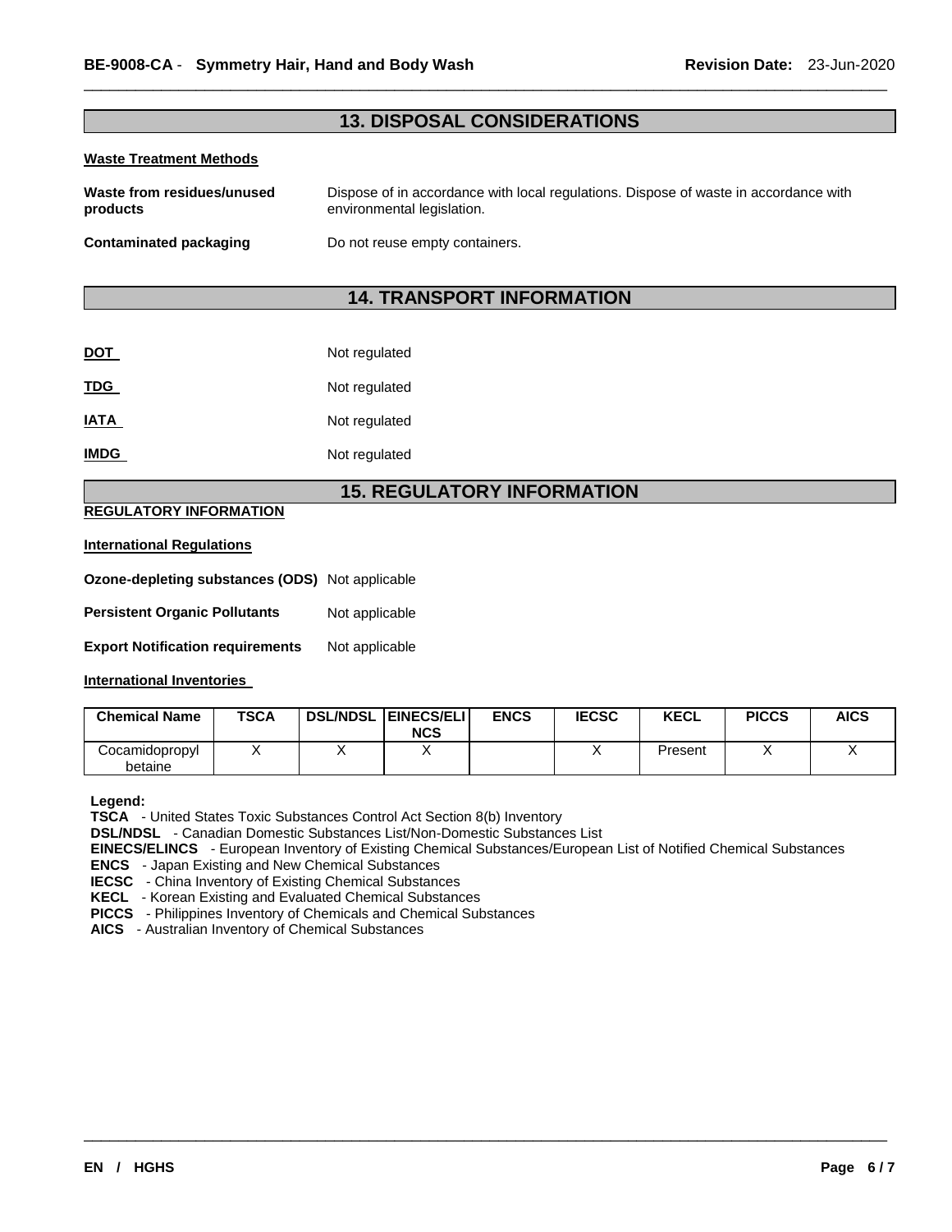## 13. DISPOSAL CONSIDERATIONS

**Waste Treatment Methods**

**Waste from residues/unused products** Dispose of in accordance with local regulations. Dispose of waste in accordance with environmental legislation.

**Contaminated packaging** Do not reuse empty containers.

## 14. TRANSPORT INFORMATION

**DOT** Not regulated

**TDG** Not regulated

**IATA** Not regulated

**IMDG** Not regulated

## 15. REGULATORY INFORMATION

**REGULATORY INFORMATION**

**International Regulations**

**Ozone-depleting substances (ODS)** Not applicable

**Persistent Organic Pollutants** Not applicable

**Export Notification requirements** Not applicable

**International Inventories**

| Chemical Name | TSCA | DSL/NDSL | EINECS/ELINCS | ENCS | IECSC | KECL | PICCS | AICS |
|---|---|---|---|---|---|---|---|---|
| Cocamidopropyl betaine | X | X | X | | X | Present | X | X |

**Legend:**
**TSCA** - United States Toxic Substances Control Act Section 8(b) Inventory
**DSL/NDSL** - Canadian Domestic Substances List/Non-Domestic Substances List
**EINECS/ELINCS** - European Inventory of Existing Chemical Substances/European List of Notified Chemical Substances
**ENCS** - Japan Existing and New Chemical Substances
**IECSC** - China Inventory of Existing Chemical Substances
**KECL** - Korean Existing and Evaluated Chemical Substances
**PICCS** - Philippines Inventory of Chemicals and Chemical Substances
**AICS** - Australian Inventory of Chemical Substances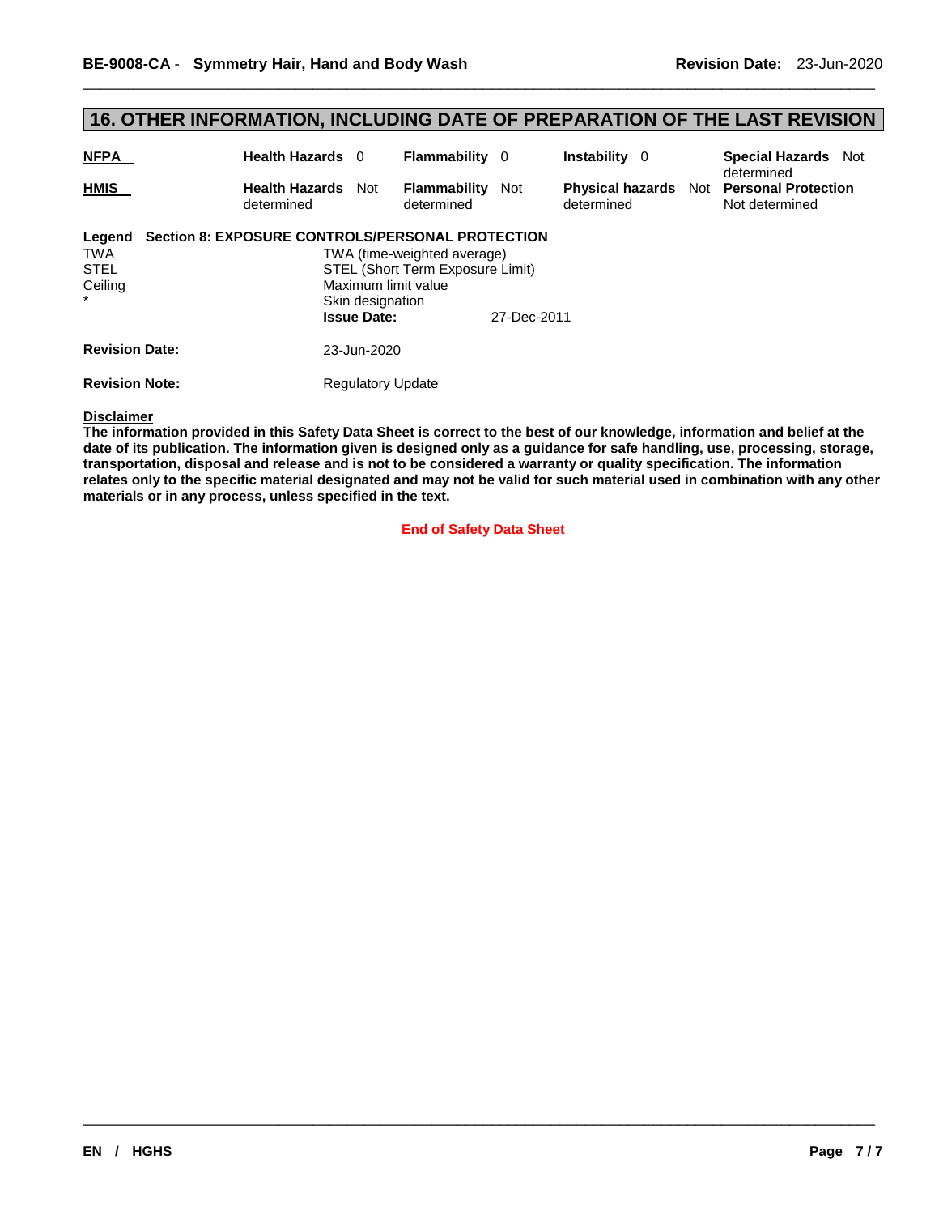## 16. OTHER INFORMATION, INCLUDING DATE OF PREPARATION OF THE LAST REVISION

| | | | | |
|---|---|---|---|---|
| **NFPA** | **Health Hazards** 0 | **Flammability** 0 | **Instability** 0 | **Special Hazards** Not determined |
| **HMIS** | **Health Hazards** Not determined | **Flammability** Not determined | **Physical hazards** Not determined | **Personal Protection** Not determined |

**Legend Section 8: EXPOSURE CONTROLS/PERSONAL PROTECTION**

| | |
|---|---|
| TWA | TWA (time-weighted average) |
| STEL | STEL (Short Term Exposure Limit) |
| Ceiling | Maximum limit value |
| * | Skin designation |

**Issue Date:** 27-Dec-2011

**Revision Date:** 23-Jun-2020

**Revision Note:** Regulatory Update

**Disclaimer**

**The information provided in this Safety Data Sheet is correct to the best of our knowledge, information and belief at the date of its publication. The information given is designed only as a guidance for safe handling, use, processing, storage, transportation, disposal and release and is not to be considered a warranty or quality specification. The information relates only to the specific material designated and may not be valid for such material used in combination with any other materials or in any process, unless specified in the text.**

**End of Safety Data Sheet**